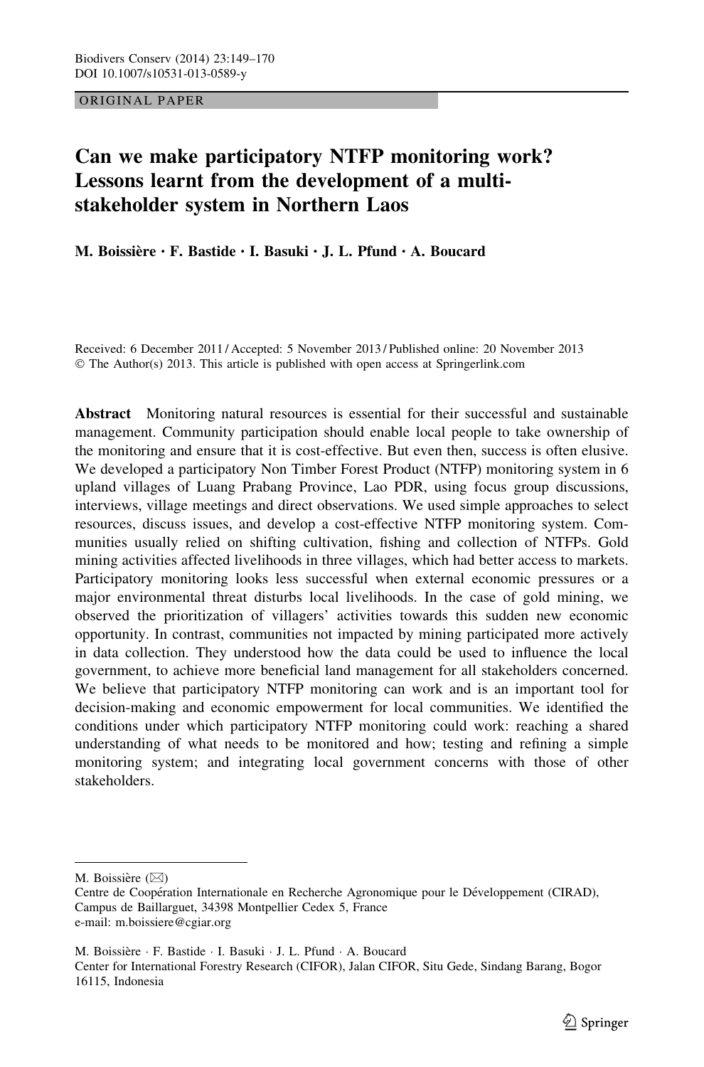ORIGINAL PAPER

# Can we make participatory NTFP monitoring work? Lessons learnt from the development of a multi-stakeholder system in Northern Laos

**M. Boissière · F. Bastide · I. Basuki · J. L. Pfund · A. Boucard**

Received: 6 December 2011 / Accepted: 5 November 2013 / Published online: 20 November 2013
© The Author(s) 2013. This article is published with open access at Springerlink.com

**Abstract** Monitoring natural resources is essential for their successful and sustainable management. Community participation should enable local people to take ownership of the monitoring and ensure that it is cost-effective. But even then, success is often elusive. We developed a participatory Non Timber Forest Product (NTFP) monitoring system in 6 upland villages of Luang Prabang Province, Lao PDR, using focus group discussions, interviews, village meetings and direct observations. We used simple approaches to select resources, discuss issues, and develop a cost-effective NTFP monitoring system. Communities usually relied on shifting cultivation, fishing and collection of NTFPs. Gold mining activities affected livelihoods in three villages, which had better access to markets. Participatory monitoring looks less successful when external economic pressures or a major environmental threat disturbs local livelihoods. In the case of gold mining, we observed the prioritization of villagers' activities towards this sudden new economic opportunity. In contrast, communities not impacted by mining participated more actively in data collection. They understood how the data could be used to influence the local government, to achieve more beneficial land management for all stakeholders concerned. We believe that participatory NTFP monitoring can work and is an important tool for decision-making and economic empowerment for local communities. We identified the conditions under which participatory NTFP monitoring could work: reaching a shared understanding of what needs to be monitored and how; testing and refining a simple monitoring system; and integrating local government concerns with those of other stakeholders.

---

M. Boissière (✉)
Centre de Coopération Internationale en Recherche Agronomique pour le Développement (CIRAD), Campus de Baillarguet, 34398 Montpellier Cedex 5, France
e-mail: m.boissiere@cgiar.org

M. Boissière · F. Bastide · I. Basuki · J. L. Pfund · A. Boucard
Center for International Forestry Research (CIFOR), Jalan CIFOR, Situ Gede, Sindang Barang, Bogor 16115, Indonesia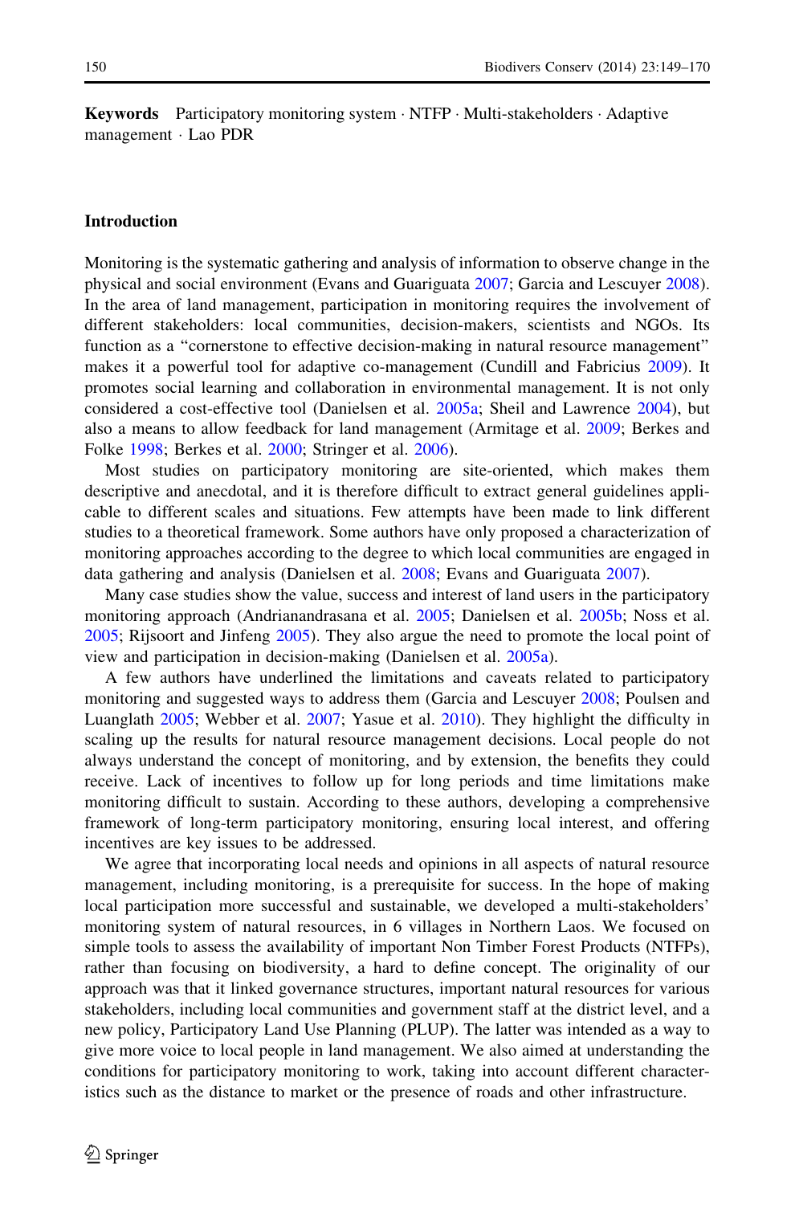**Keywords** Participatory monitoring system · NTFP · Multi-stakeholders · Adaptive management · Lao PDR

## Introduction

Monitoring is the systematic gathering and analysis of information to observe change in the physical and social environment (Evans and Guariguata 2007; Garcia and Lescuyer 2008). In the area of land management, participation in monitoring requires the involvement of different stakeholders: local communities, decision-makers, scientists and NGOs. Its function as a "cornerstone to effective decision-making in natural resource management" makes it a powerful tool for adaptive co-management (Cundill and Fabricius 2009). It promotes social learning and collaboration in environmental management. It is not only considered a cost-effective tool (Danielsen et al. 2005a; Sheil and Lawrence 2004), but also a means to allow feedback for land management (Armitage et al. 2009; Berkes and Folke 1998; Berkes et al. 2000; Stringer et al. 2006).

Most studies on participatory monitoring are site-oriented, which makes them descriptive and anecdotal, and it is therefore difficult to extract general guidelines applicable to different scales and situations. Few attempts have been made to link different studies to a theoretical framework. Some authors have only proposed a characterization of monitoring approaches according to the degree to which local communities are engaged in data gathering and analysis (Danielsen et al. 2008; Evans and Guariguata 2007).

Many case studies show the value, success and interest of land users in the participatory monitoring approach (Andrianandrasana et al. 2005; Danielsen et al. 2005b; Noss et al. 2005; Rijsoort and Jinfeng 2005). They also argue the need to promote the local point of view and participation in decision-making (Danielsen et al. 2005a).

A few authors have underlined the limitations and caveats related to participatory monitoring and suggested ways to address them (Garcia and Lescuyer 2008; Poulsen and Luanglath 2005; Webber et al. 2007; Yasue et al. 2010). They highlight the difficulty in scaling up the results for natural resource management decisions. Local people do not always understand the concept of monitoring, and by extension, the benefits they could receive. Lack of incentives to follow up for long periods and time limitations make monitoring difficult to sustain. According to these authors, developing a comprehensive framework of long-term participatory monitoring, ensuring local interest, and offering incentives are key issues to be addressed.

We agree that incorporating local needs and opinions in all aspects of natural resource management, including monitoring, is a prerequisite for success. In the hope of making local participation more successful and sustainable, we developed a multi-stakeholders' monitoring system of natural resources, in 6 villages in Northern Laos. We focused on simple tools to assess the availability of important Non Timber Forest Products (NTFPs), rather than focusing on biodiversity, a hard to define concept. The originality of our approach was that it linked governance structures, important natural resources for various stakeholders, including local communities and government staff at the district level, and a new policy, Participatory Land Use Planning (PLUP). The latter was intended as a way to give more voice to local people in land management. We also aimed at understanding the conditions for participatory monitoring to work, taking into account different characteristics such as the distance to market or the presence of roads and other infrastructure.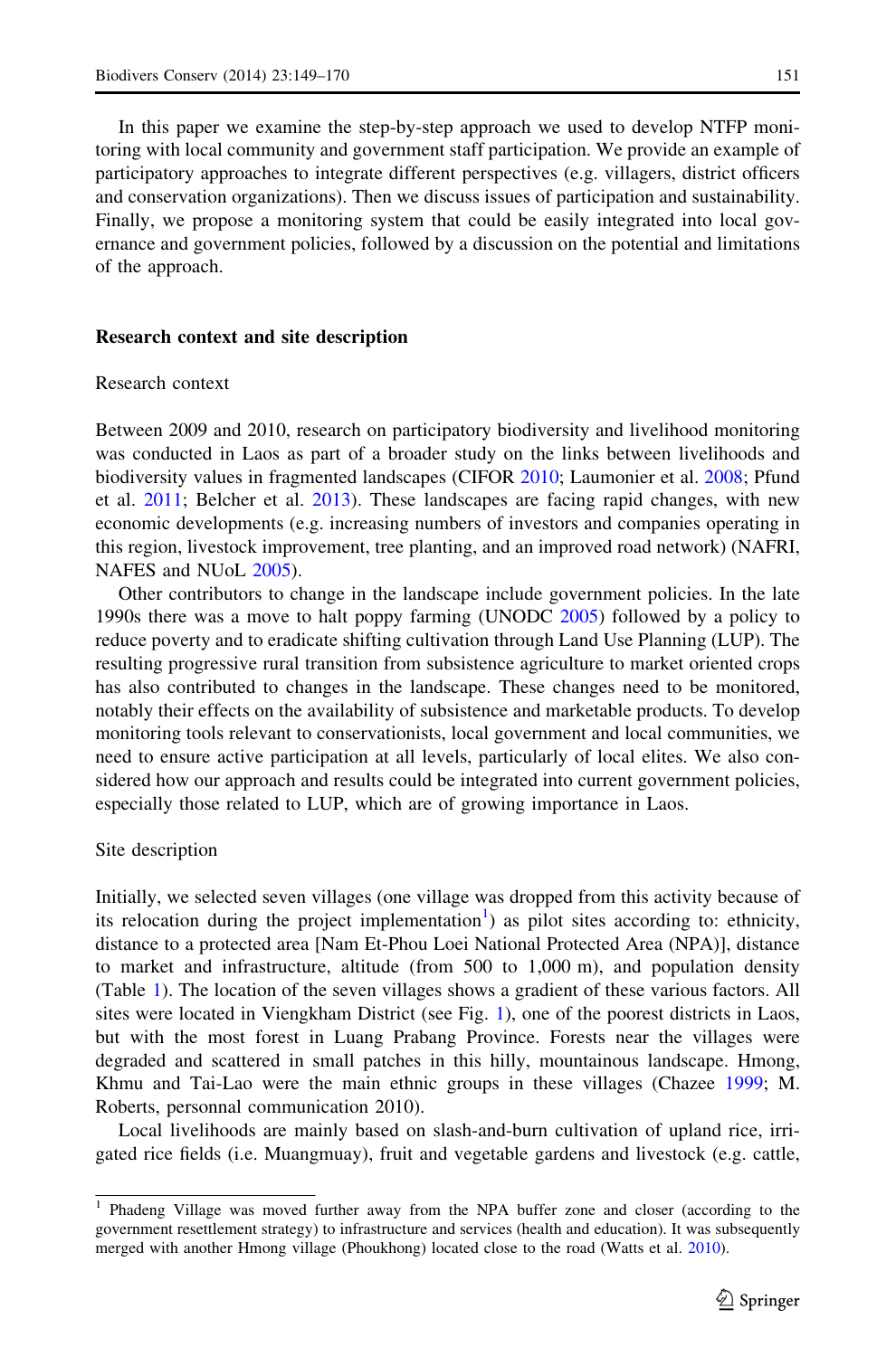In this paper we examine the step-by-step approach we used to develop NTFP monitoring with local community and government staff participation. We provide an example of participatory approaches to integrate different perspectives (e.g. villagers, district officers and conservation organizations). Then we discuss issues of participation and sustainability. Finally, we propose a monitoring system that could be easily integrated into local governance and government policies, followed by a discussion on the potential and limitations of the approach.

## Research context and site description

### Research context

Between 2009 and 2010, research on participatory biodiversity and livelihood monitoring was conducted in Laos as part of a broader study on the links between livelihoods and biodiversity values in fragmented landscapes (CIFOR 2010; Laumonier et al. 2008; Pfund et al. 2011; Belcher et al. 2013). These landscapes are facing rapid changes, with new economic developments (e.g. increasing numbers of investors and companies operating in this region, livestock improvement, tree planting, and an improved road network) (NAFRI, NAFES and NUoL 2005).

Other contributors to change in the landscape include government policies. In the late 1990s there was a move to halt poppy farming (UNODC 2005) followed by a policy to reduce poverty and to eradicate shifting cultivation through Land Use Planning (LUP). The resulting progressive rural transition from subsistence agriculture to market oriented crops has also contributed to changes in the landscape. These changes need to be monitored, notably their effects on the availability of subsistence and marketable products. To develop monitoring tools relevant to conservationists, local government and local communities, we need to ensure active participation at all levels, particularly of local elites. We also considered how our approach and results could be integrated into current government policies, especially those related to LUP, which are of growing importance in Laos.

### Site description

Initially, we selected seven villages (one village was dropped from this activity because of its relocation during the project implementation[1]) as pilot sites according to: ethnicity, distance to a protected area [Nam Et-Phou Loei National Protected Area (NPA)], distance to market and infrastructure, altitude (from 500 to 1,000 m), and population density (Table 1). The location of the seven villages shows a gradient of these various factors. All sites were located in Viengkham District (see Fig. 1), one of the poorest districts in Laos, but with the most forest in Luang Prabang Province. Forests near the villages were degraded and scattered in small patches in this hilly, mountainous landscape. Hmong, Khmu and Tai-Lao were the main ethnic groups in these villages (Chazee 1999; M. Roberts, personnal communication 2010).

Local livelihoods are mainly based on slash-and-burn cultivation of upland rice, irrigated rice fields (i.e. Muangmuay), fruit and vegetable gardens and livestock (e.g. cattle,

---

[1] Phadeng Village was moved further away from the NPA buffer zone and closer (according to the government resettlement strategy) to infrastructure and services (health and education). It was subsequently merged with another Hmong village (Phoukhong) located close to the road (Watts et al. 2010).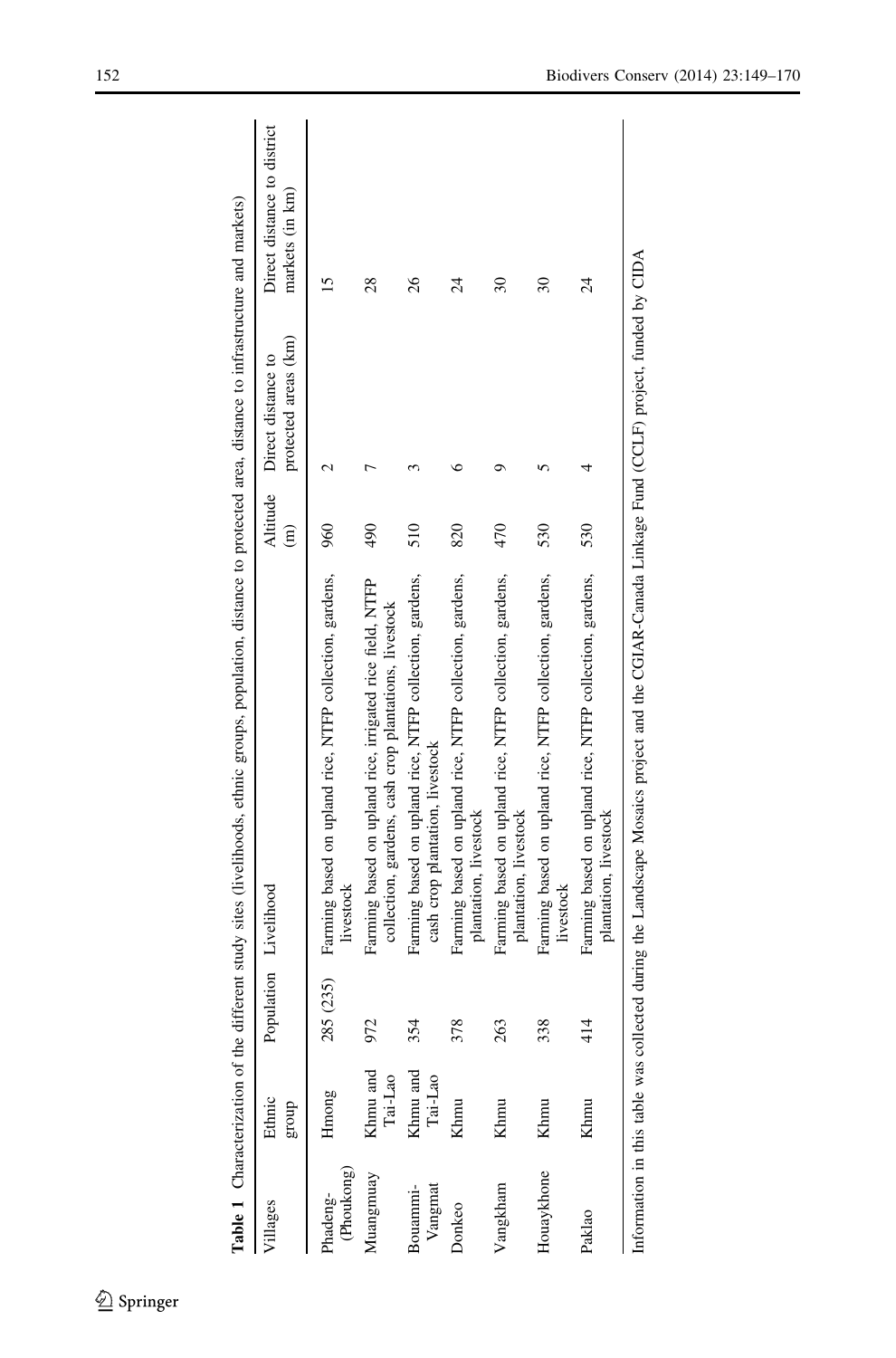**Table 1** Characterization of the different study sites (livelihoods, ethnic groups, population, distance to protected area, distance to infrastructure and markets)

| Villages | Ethnic group | Population | Livelihood | Altitude (m) | Direct distance to protected areas (km) | Direct distance to district markets (in km) |
|---|---|---|---|---|---|---|
| Phadeng-(Phoukong) | Hmong | 285 (235) | Farming based on upland rice, NTFP collection, gardens, livestock | 960 | 2 | 15 |
| Muangmuay | Khmu and Tai-Lao | 972 | Farming based on upland rice, irrigated rice field, NTFP collection, gardens, cash crop plantations, livestock | 490 | 7 | 28 |
| Bouammi-Vangmat | Khmu and Tai-Lao | 354 | Farming based on upland rice, NTFP collection, gardens, cash crop plantation, livestock | 510 | 3 | 26 |
| Donkeo | Khmu | 378 | Farming based on upland rice, NTFP collection, gardens, plantation, livestock | 820 | 6 | 24 |
| Vangkham | Khmu | 263 | Farming based on upland rice, NTFP collection, gardens, plantation, livestock | 470 | 9 | 30 |
| Houaykhone | Khmu | 338 | Farming based on upland rice, NTFP collection, gardens, livestock | 530 | 5 | 30 |
| Paklao | Khmu | 414 | Farming based on upland rice, NTFP collection, gardens, plantation, livestock | 530 | 4 | 24 |

Information in this table was collected during the Landscape Mosaics project and the CGIAR-Canada Linkage Fund (CCLF) project, funded by CIDA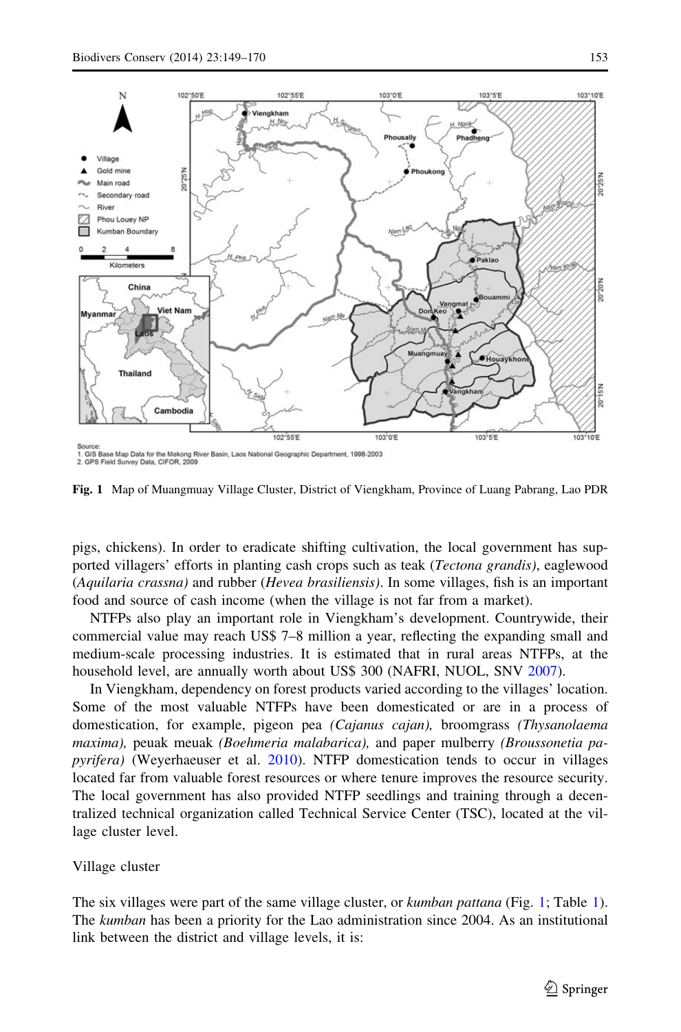**Fig. 1** Map of Muangmuay Village Cluster, District of Viengkham, Province of Luang Pabrang, Lao PDR

pigs, chickens). In order to eradicate shifting cultivation, the local government has supported villagers' efforts in planting cash crops such as teak (*Tectona grandis)*, eaglewood (*Aquilaria crassna)* and rubber (*Hevea brasiliensis)*. In some villages, fish is an important food and source of cash income (when the village is not far from a market).

NTFPs also play an important role in Viengkham's development. Countrywide, their commercial value may reach US$ 7–8 million a year, reflecting the expanding small and medium-scale processing industries. It is estimated that in rural areas NTFPs, at the household level, are annually worth about US$ 300 (NAFRI, NUOL, SNV 2007).

In Viengkham, dependency on forest products varied according to the villages' location. Some of the most valuable NTFPs have been domesticated or are in a process of domestication, for example, pigeon pea *(Cajanus cajan),* broomgrass *(Thysanolaema maxima),* peuak meuak *(Boehmeria malabarica),* and paper mulberry *(Broussonetia papyrifera)* (Weyerhaeuser et al. 2010). NTFP domestication tends to occur in villages located far from valuable forest resources or where tenure improves the resource security. The local government has also provided NTFP seedlings and training through a decentralized technical organization called Technical Service Center (TSC), located at the village cluster level.

## Village cluster

The six villages were part of the same village cluster, or *kumban pattana* (Fig. 1; Table 1). The *kumban* has been a priority for the Lao administration since 2004. As an institutional link between the district and village levels, it is: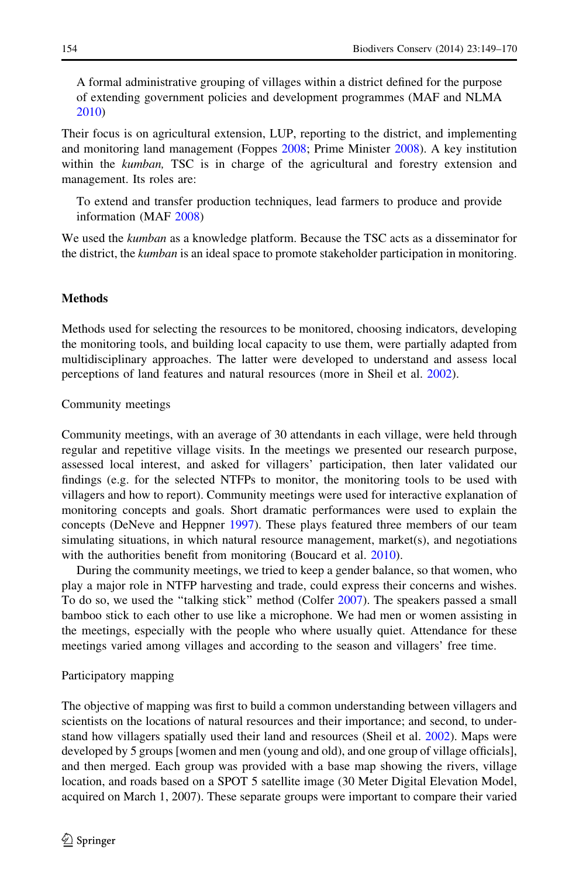> A formal administrative grouping of villages within a district defined for the purpose of extending government policies and development programmes (MAF and NLMA 2010)

Their focus is on agricultural extension, LUP, reporting to the district, and implementing and monitoring land management (Foppes 2008; Prime Minister 2008). A key institution within the *kumban,* TSC is in charge of the agricultural and forestry extension and management. Its roles are:

> To extend and transfer production techniques, lead farmers to produce and provide information (MAF 2008)

We used the *kumban* as a knowledge platform. Because the TSC acts as a disseminator for the district, the *kumban* is an ideal space to promote stakeholder participation in monitoring.

## Methods

Methods used for selecting the resources to be monitored, choosing indicators, developing the monitoring tools, and building local capacity to use them, were partially adapted from multidisciplinary approaches. The latter were developed to understand and assess local perceptions of land features and natural resources (more in Sheil et al. 2002).

### Community meetings

Community meetings, with an average of 30 attendants in each village, were held through regular and repetitive village visits. In the meetings we presented our research purpose, assessed local interest, and asked for villagers' participation, then later validated our findings (e.g. for the selected NTFPs to monitor, the monitoring tools to be used with villagers and how to report). Community meetings were used for interactive explanation of monitoring concepts and goals. Short dramatic performances were used to explain the concepts (DeNeve and Heppner 1997). These plays featured three members of our team simulating situations, in which natural resource management, market(s), and negotiations with the authorities benefit from monitoring (Boucard et al. 2010).

During the community meetings, we tried to keep a gender balance, so that women, who play a major role in NTFP harvesting and trade, could express their concerns and wishes. To do so, we used the "talking stick" method (Colfer 2007). The speakers passed a small bamboo stick to each other to use like a microphone. We had men or women assisting in the meetings, especially with the people who where usually quiet. Attendance for these meetings varied among villages and according to the season and villagers' free time.

### Participatory mapping

The objective of mapping was first to build a common understanding between villagers and scientists on the locations of natural resources and their importance; and second, to understand how villagers spatially used their land and resources (Sheil et al. 2002). Maps were developed by 5 groups [women and men (young and old), and one group of village officials], and then merged. Each group was provided with a base map showing the rivers, village location, and roads based on a SPOT 5 satellite image (30 Meter Digital Elevation Model, acquired on March 1, 2007). These separate groups were important to compare their varied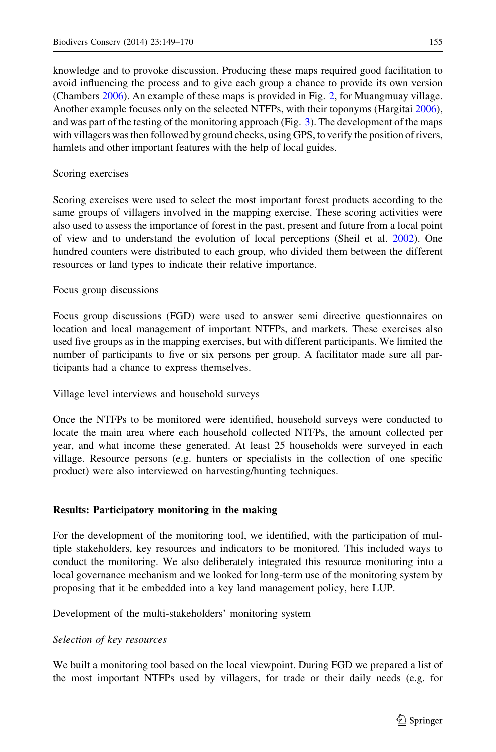knowledge and to provoke discussion. Producing these maps required good facilitation to avoid influencing the process and to give each group a chance to provide its own version (Chambers 2006). An example of these maps is provided in Fig. 2, for Muangmuay village. Another example focuses only on the selected NTFPs, with their toponyms (Hargitai 2006), and was part of the testing of the monitoring approach (Fig. 3). The development of the maps with villagers was then followed by ground checks, using GPS, to verify the position of rivers, hamlets and other important features with the help of local guides.

Scoring exercises

Scoring exercises were used to select the most important forest products according to the same groups of villagers involved in the mapping exercise. These scoring activities were also used to assess the importance of forest in the past, present and future from a local point of view and to understand the evolution of local perceptions (Sheil et al. 2002). One hundred counters were distributed to each group, who divided them between the different resources or land types to indicate their relative importance.

Focus group discussions

Focus group discussions (FGD) were used to answer semi directive questionnaires on location and local management of important NTFPs, and markets. These exercises also used five groups as in the mapping exercises, but with different participants. We limited the number of participants to five or six persons per group. A facilitator made sure all participants had a chance to express themselves.

Village level interviews and household surveys

Once the NTFPs to be monitored were identified, household surveys were conducted to locate the main area where each household collected NTFPs, the amount collected per year, and what income these generated. At least 25 households were surveyed in each village. Resource persons (e.g. hunters or specialists in the collection of one specific product) were also interviewed on harvesting/hunting techniques.

## Results: Participatory monitoring in the making

For the development of the monitoring tool, we identified, with the participation of multiple stakeholders, key resources and indicators to be monitored. This included ways to conduct the monitoring. We also deliberately integrated this resource monitoring into a local governance mechanism and we looked for long-term use of the monitoring system by proposing that it be embedded into a key land management policy, here LUP.

Development of the multi-stakeholders' monitoring system

*Selection of key resources*

We built a monitoring tool based on the local viewpoint. During FGD we prepared a list of the most important NTFPs used by villagers, for trade or their daily needs (e.g. for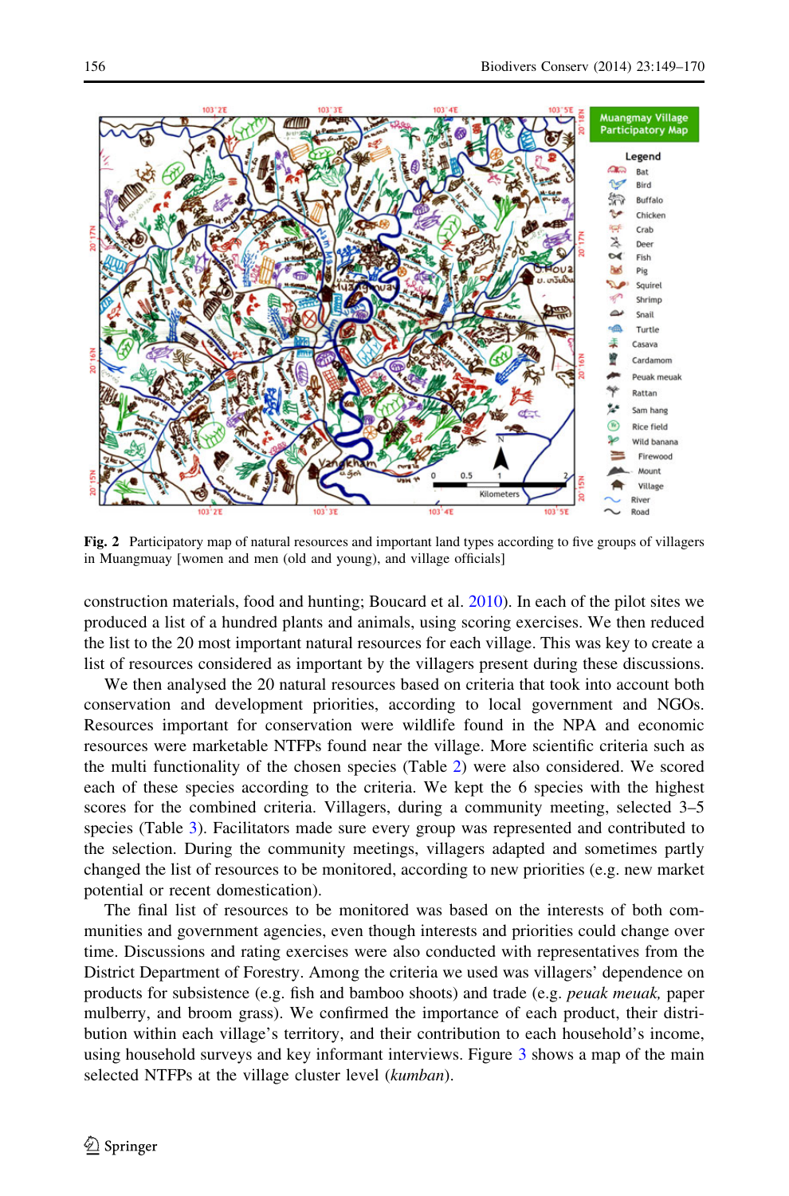Fig. 2 Participatory map of natural resources and important land types according to five groups of villagers in Muangmuay [women and men (old and young), and village officials]

construction materials, food and hunting; Boucard et al. 2010). In each of the pilot sites we produced a list of a hundred plants and animals, using scoring exercises. We then reduced the list to the 20 most important natural resources for each village. This was key to create a list of resources considered as important by the villagers present during these discussions.

We then analysed the 20 natural resources based on criteria that took into account both conservation and development priorities, according to local government and NGOs. Resources important for conservation were wildlife found in the NPA and economic resources were marketable NTFPs found near the village. More scientific criteria such as the multi functionality of the chosen species (Table 2) were also considered. We scored each of these species according to the criteria. We kept the 6 species with the highest scores for the combined criteria. Villagers, during a community meeting, selected 3–5 species (Table 3). Facilitators made sure every group was represented and contributed to the selection. During the community meetings, villagers adapted and sometimes partly changed the list of resources to be monitored, according to new priorities (e.g. new market potential or recent domestication).

The final list of resources to be monitored was based on the interests of both communities and government agencies, even though interests and priorities could change over time. Discussions and rating exercises were also conducted with representatives from the District Department of Forestry. Among the criteria we used was villagers' dependence on products for subsistence (e.g. fish and bamboo shoots) and trade (e.g. *peuak meuak,* paper mulberry, and broom grass). We confirmed the importance of each product, their distribution within each village's territory, and their contribution to each household's income, using household surveys and key informant interviews. Figure 3 shows a map of the main selected NTFPs at the village cluster level (*kumban*).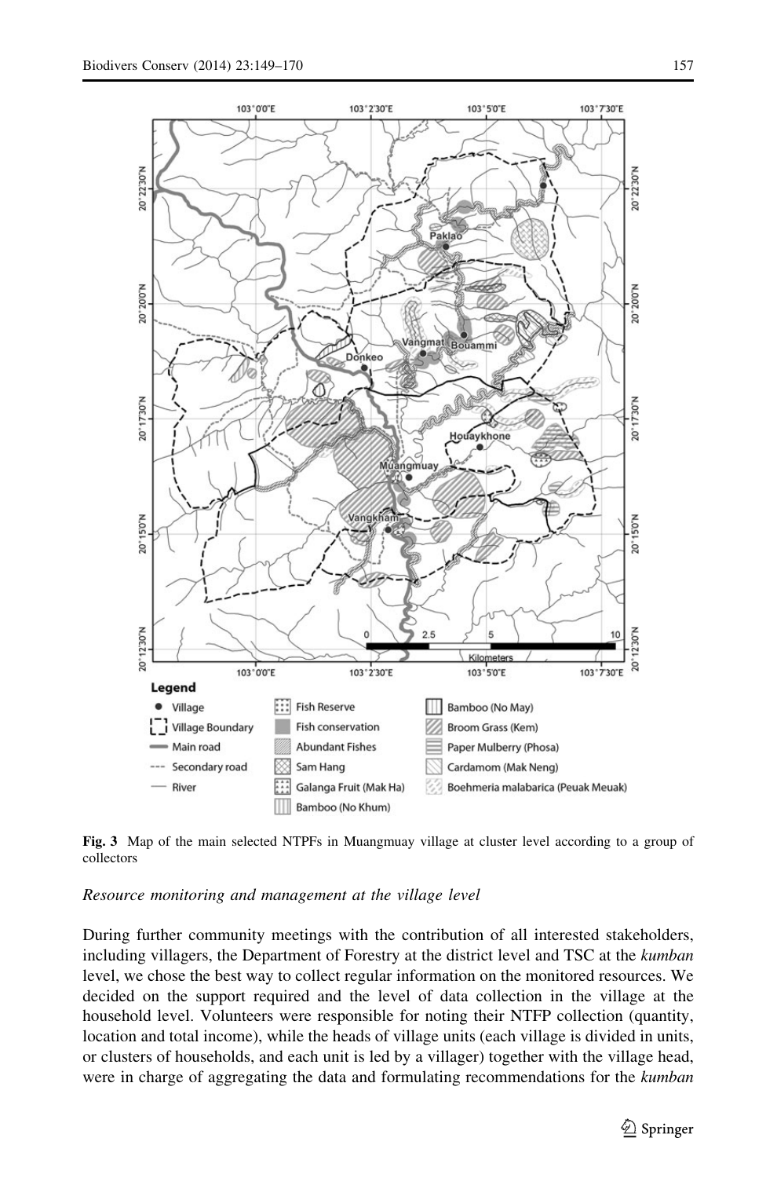**Fig. 3** Map of the main selected NTPFs in Muangmuay village at cluster level according to a group of collectors

*Resource monitoring and management at the village level*

During further community meetings with the contribution of all interested stakeholders, including villagers, the Department of Forestry at the district level and TSC at the *kumban* level, we chose the best way to collect regular information on the monitored resources. We decided on the support required and the level of data collection in the village at the household level. Volunteers were responsible for noting their NTFP collection (quantity, location and total income), while the heads of village units (each village is divided in units, or clusters of households, and each unit is led by a villager) together with the village head, were in charge of aggregating the data and formulating recommendations for the *kumban*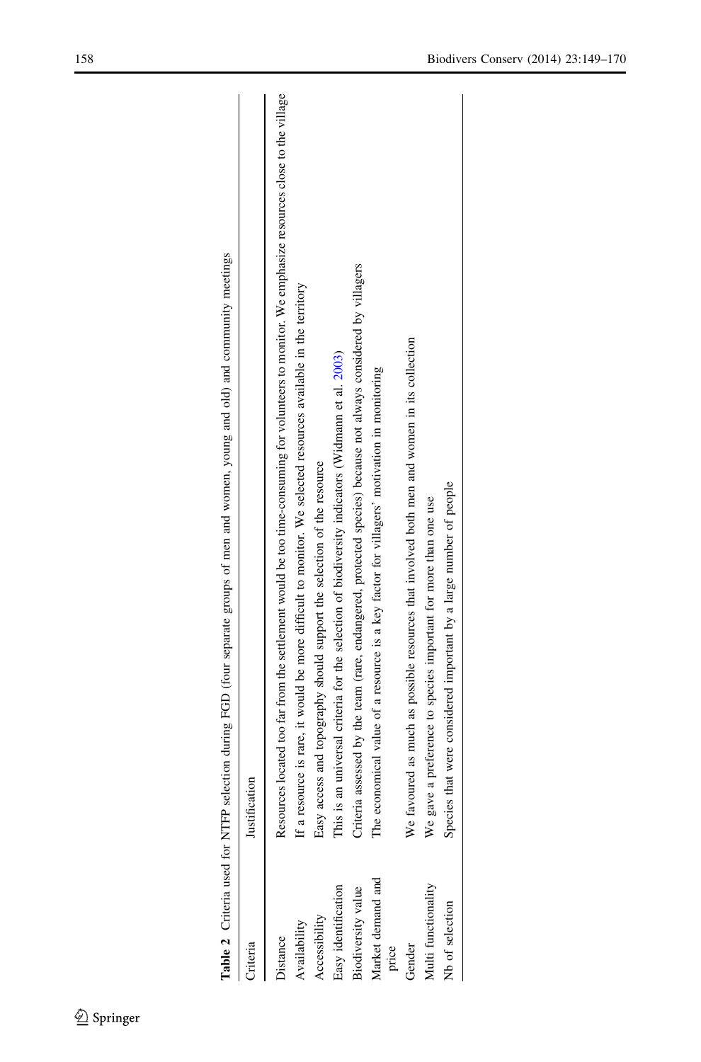**Table 2** Criteria used for NTFP selection during FGD (four separate groups of men and women, young and old) and community meetings

| Criteria | Justification |
| --- | --- |
| Distance | Resources located too far from the settlement would be too time-consuming for volunteers to monitor. We emphasize resources close to the village |
| Availability | If a resource is rare, it would be more difficult to monitor. We selected resources available in the territory |
| Accessibility | Easy access and topography should support the selection of the resource |
| Easy identification | This is an universal criteria for the selection of biodiversity indicators (Widmann et al. 2003) |
| Biodiversity value | Criteria assessed by the team (rare, endangered, protected species) because not always considered by villagers |
| Market demand and price | The economical value of a resource is a key factor for villagers' motivation in monitoring |
| Gender | We favoured as much as possible resources that involved both men and women in its collection |
| Multi functionality | We gave a preference to species important for more than one use |
| Nb of selection | Species that were considered important by a large number of people |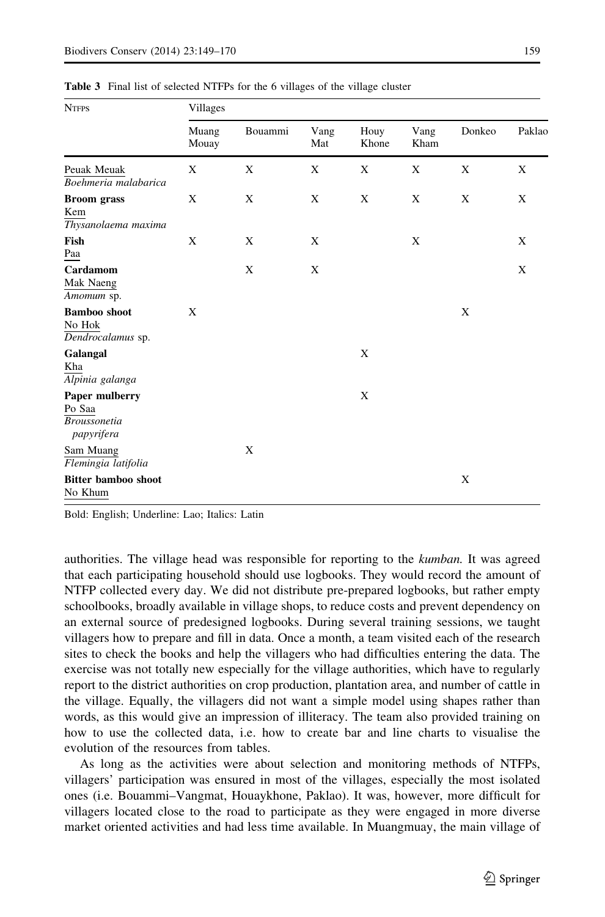**Table 3** Final list of selected NTFPs for the 6 villages of the village cluster

| NTFPS | Villages | | | | | | |
|---|---|---|---|---|---|---|---|
| | Muang Mouay | Bouammi | Vang Mat | Houy Khone | Vang Kham | Donkeo | Paklao |
| Peuak Meuak *Boehmeria malabarica* | X | X | X | X | X | X | X |
| **Broom grass** Kem *Thysanolaema maxima* | X | X | X | X | X | X | X |
| **Fish** Paa | X | X | X | | X | | X |
| **Cardamom** Mak Naeng *Amomum* sp. | | X | X | | | | X |
| **Bamboo shoot** No Hok *Dendrocalamus* sp. | X | | | | | X | |
| **Galangal** Kha *Alpinia galanga* | | | | X | | | |
| **Paper mulberry** Po Saa *Broussonetia papyrifera* | | | | X | | | |
| Sam Muang *Flemingia latifolia* | | X | | | | | |
| **Bitter bamboo shoot** No Khum | | | | | | X | |

Bold: English; Underline: Lao; Italics: Latin

authorities. The village head was responsible for reporting to the *kumban.* It was agreed that each participating household should use logbooks. They would record the amount of NTFP collected every day. We did not distribute pre-prepared logbooks, but rather empty schoolbooks, broadly available in village shops, to reduce costs and prevent dependency on an external source of predesigned logbooks. During several training sessions, we taught villagers how to prepare and fill in data. Once a month, a team visited each of the research sites to check the books and help the villagers who had difficulties entering the data. The exercise was not totally new especially for the village authorities, which have to regularly report to the district authorities on crop production, plantation area, and number of cattle in the village. Equally, the villagers did not want a simple model using shapes rather than words, as this would give an impression of illiteracy. The team also provided training on how to use the collected data, i.e. how to create bar and line charts to visualise the evolution of the resources from tables.

As long as the activities were about selection and monitoring methods of NTFPs, villagers' participation was ensured in most of the villages, especially the most isolated ones (i.e. Bouammi–Vangmat, Houaykhone, Paklao). It was, however, more difficult for villagers located close to the road to participate as they were engaged in more diverse market oriented activities and had less time available. In Muangmuay, the main village of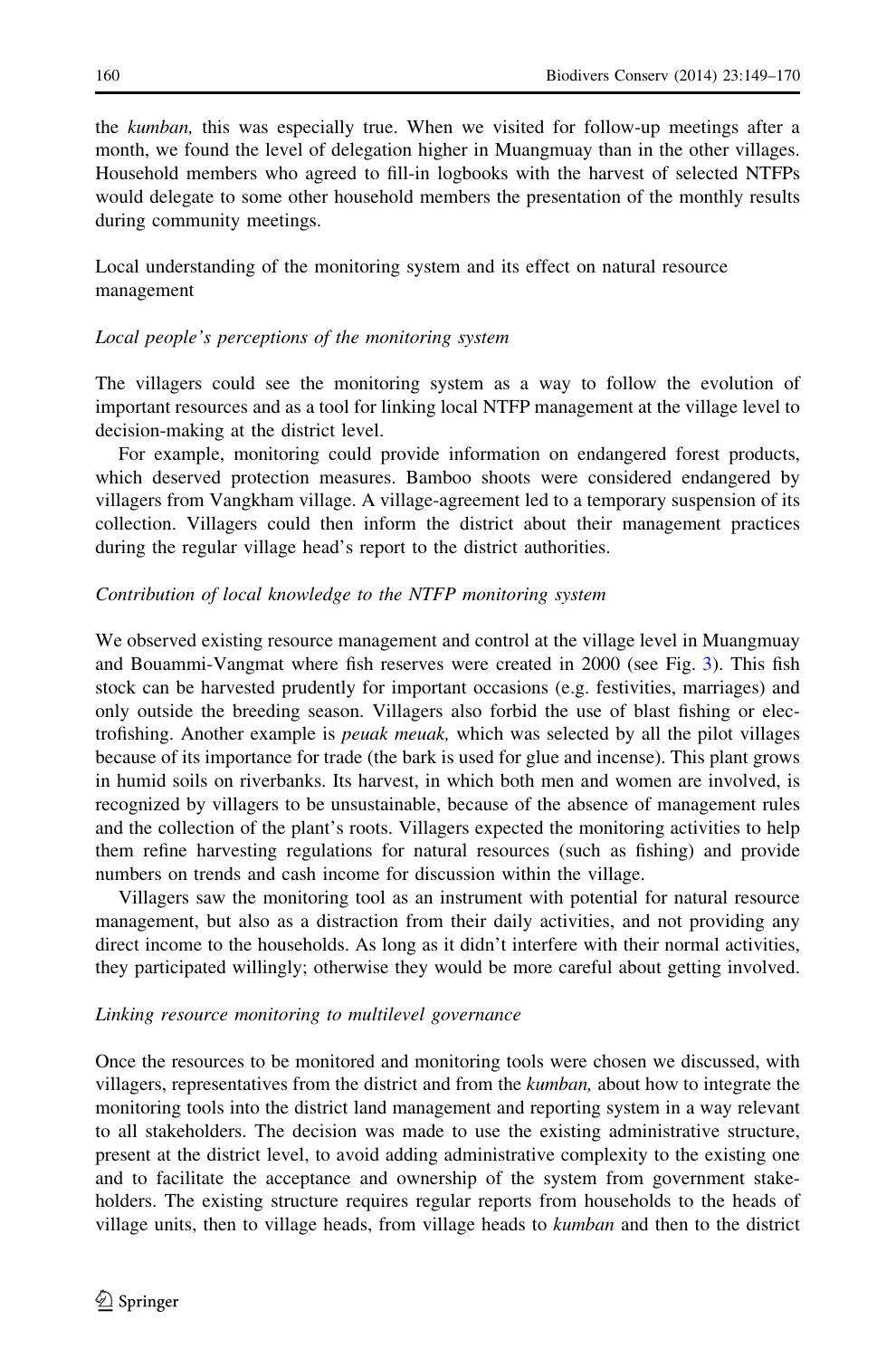the *kumban,* this was especially true. When we visited for follow-up meetings after a month, we found the level of delegation higher in Muangmuay than in the other villages. Household members who agreed to fill-in logbooks with the harvest of selected NTFPs would delegate to some other household members the presentation of the monthly results during community meetings.

## Local understanding of the monitoring system and its effect on natural resource management

### *Local people's perceptions of the monitoring system*

The villagers could see the monitoring system as a way to follow the evolution of important resources and as a tool for linking local NTFP management at the village level to decision-making at the district level.

For example, monitoring could provide information on endangered forest products, which deserved protection measures. Bamboo shoots were considered endangered by villagers from Vangkham village. A village-agreement led to a temporary suspension of its collection. Villagers could then inform the district about their management practices during the regular village head's report to the district authorities.

### *Contribution of local knowledge to the NTFP monitoring system*

We observed existing resource management and control at the village level in Muangmuay and Bouammi-Vangmat where fish reserves were created in 2000 (see Fig. 3). This fish stock can be harvested prudently for important occasions (e.g. festivities, marriages) and only outside the breeding season. Villagers also forbid the use of blast fishing or electrofishing. Another example is *peuak meuak,* which was selected by all the pilot villages because of its importance for trade (the bark is used for glue and incense). This plant grows in humid soils on riverbanks. Its harvest, in which both men and women are involved, is recognized by villagers to be unsustainable, because of the absence of management rules and the collection of the plant's roots. Villagers expected the monitoring activities to help them refine harvesting regulations for natural resources (such as fishing) and provide numbers on trends and cash income for discussion within the village.

Villagers saw the monitoring tool as an instrument with potential for natural resource management, but also as a distraction from their daily activities, and not providing any direct income to the households. As long as it didn't interfere with their normal activities, they participated willingly; otherwise they would be more careful about getting involved.

### *Linking resource monitoring to multilevel governance*

Once the resources to be monitored and monitoring tools were chosen we discussed, with villagers, representatives from the district and from the *kumban,* about how to integrate the monitoring tools into the district land management and reporting system in a way relevant to all stakeholders. The decision was made to use the existing administrative structure, present at the district level, to avoid adding administrative complexity to the existing one and to facilitate the acceptance and ownership of the system from government stakeholders. The existing structure requires regular reports from households to the heads of village units, then to village heads, from village heads to *kumban* and then to the district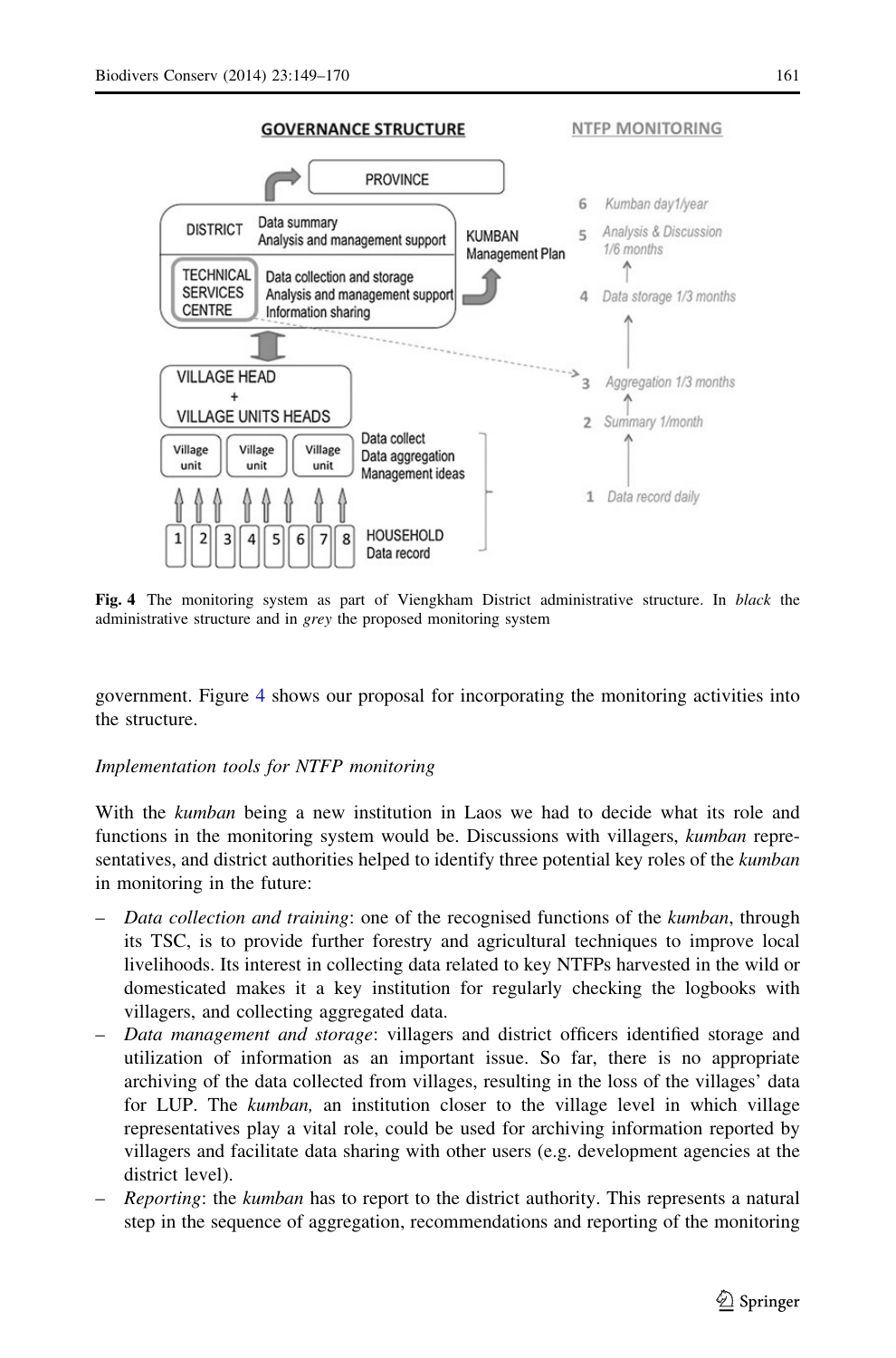**Fig. 4** The monitoring system as part of Viengkham District administrative structure. In *black* the administrative structure and in *grey* the proposed monitoring system

government. Figure 4 shows our proposal for incorporating the monitoring activities into the structure.

*Implementation tools for NTFP monitoring*

With the *kumban* being a new institution in Laos we had to decide what its role and functions in the monitoring system would be. Discussions with villagers, *kumban* representatives, and district authorities helped to identify three potential key roles of the *kumban* in monitoring in the future:

- *Data collection and training*: one of the recognised functions of the *kumban*, through its TSC, is to provide further forestry and agricultural techniques to improve local livelihoods. Its interest in collecting data related to key NTFPs harvested in the wild or domesticated makes it a key institution for regularly checking the logbooks with villagers, and collecting aggregated data.
- *Data management and storage*: villagers and district officers identified storage and utilization of information as an important issue. So far, there is no appropriate archiving of the data collected from villages, resulting in the loss of the villages' data for LUP. The *kumban,* an institution closer to the village level in which village representatives play a vital role, could be used for archiving information reported by villagers and facilitate data sharing with other users (e.g. development agencies at the district level).
- *Reporting*: the *kumban* has to report to the district authority. This represents a natural step in the sequence of aggregation, recommendations and reporting of the monitoring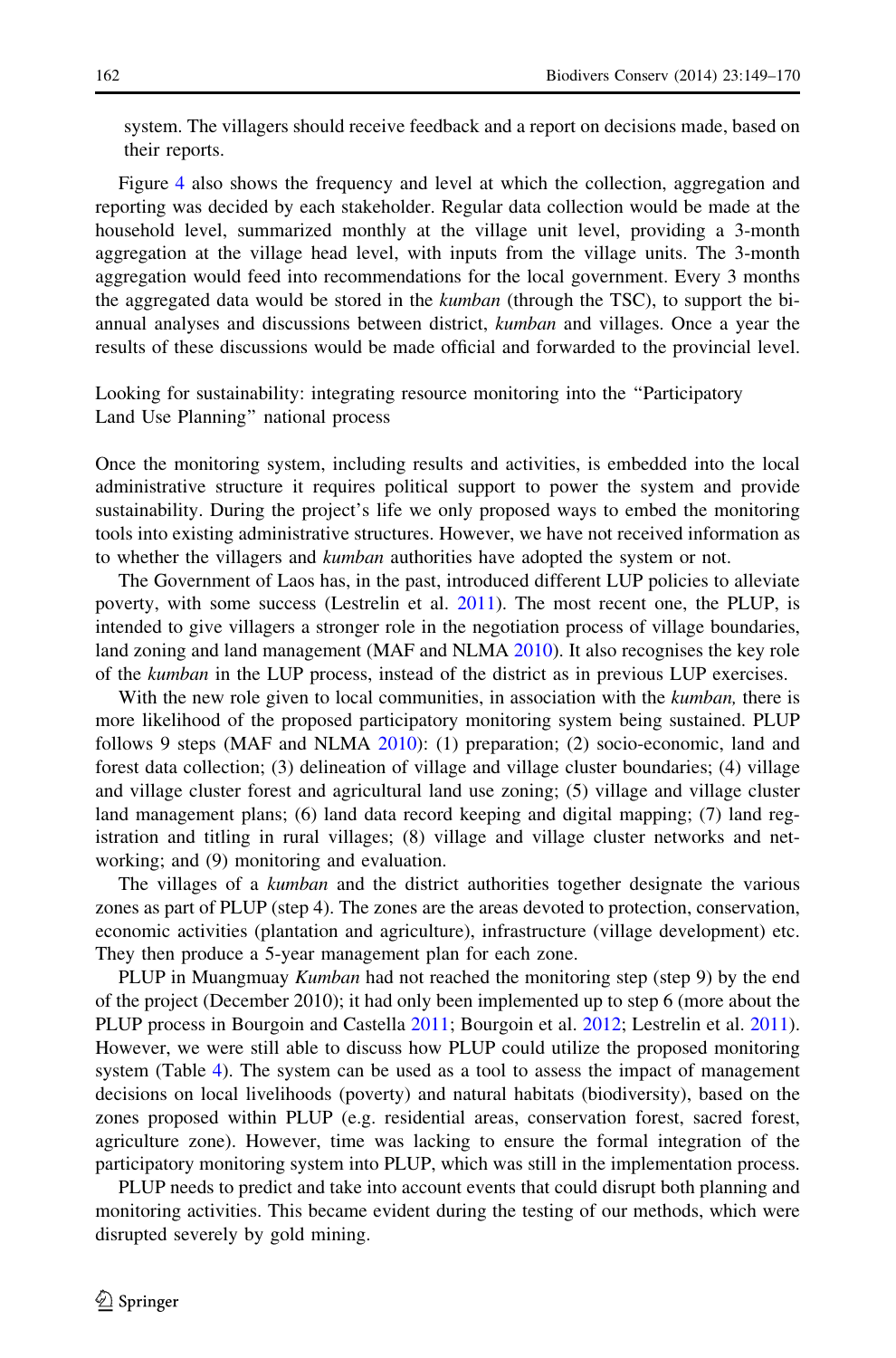system. The villagers should receive feedback and a report on decisions made, based on their reports.

Figure 4 also shows the frequency and level at which the collection, aggregation and reporting was decided by each stakeholder. Regular data collection would be made at the household level, summarized monthly at the village unit level, providing a 3-month aggregation at the village head level, with inputs from the village units. The 3-month aggregation would feed into recommendations for the local government. Every 3 months the aggregated data would be stored in the *kumban* (through the TSC), to support the bi-annual analyses and discussions between district, *kumban* and villages. Once a year the results of these discussions would be made official and forwarded to the provincial level.

## Looking for sustainability: integrating resource monitoring into the "Participatory Land Use Planning" national process

Once the monitoring system, including results and activities, is embedded into the local administrative structure it requires political support to power the system and provide sustainability. During the project's life we only proposed ways to embed the monitoring tools into existing administrative structures. However, we have not received information as to whether the villagers and *kumban* authorities have adopted the system or not.

The Government of Laos has, in the past, introduced different LUP policies to alleviate poverty, with some success (Lestrelin et al. 2011). The most recent one, the PLUP, is intended to give villagers a stronger role in the negotiation process of village boundaries, land zoning and land management (MAF and NLMA 2010). It also recognises the key role of the *kumban* in the LUP process, instead of the district as in previous LUP exercises.

With the new role given to local communities, in association with the *kumban,* there is more likelihood of the proposed participatory monitoring system being sustained. PLUP follows 9 steps (MAF and NLMA 2010): (1) preparation; (2) socio-economic, land and forest data collection; (3) delineation of village and village cluster boundaries; (4) village and village cluster forest and agricultural land use zoning; (5) village and village cluster land management plans; (6) land data record keeping and digital mapping; (7) land registration and titling in rural villages; (8) village and village cluster networks and networking; and (9) monitoring and evaluation.

The villages of a *kumban* and the district authorities together designate the various zones as part of PLUP (step 4). The zones are the areas devoted to protection, conservation, economic activities (plantation and agriculture), infrastructure (village development) etc. They then produce a 5-year management plan for each zone.

PLUP in Muangmuay *Kumban* had not reached the monitoring step (step 9) by the end of the project (December 2010); it had only been implemented up to step 6 (more about the PLUP process in Bourgoin and Castella 2011; Bourgoin et al. 2012; Lestrelin et al. 2011). However, we were still able to discuss how PLUP could utilize the proposed monitoring system (Table 4). The system can be used as a tool to assess the impact of management decisions on local livelihoods (poverty) and natural habitats (biodiversity), based on the zones proposed within PLUP (e.g. residential areas, conservation forest, sacred forest, agriculture zone). However, time was lacking to ensure the formal integration of the participatory monitoring system into PLUP, which was still in the implementation process.

PLUP needs to predict and take into account events that could disrupt both planning and monitoring activities. This became evident during the testing of our methods, which were disrupted severely by gold mining.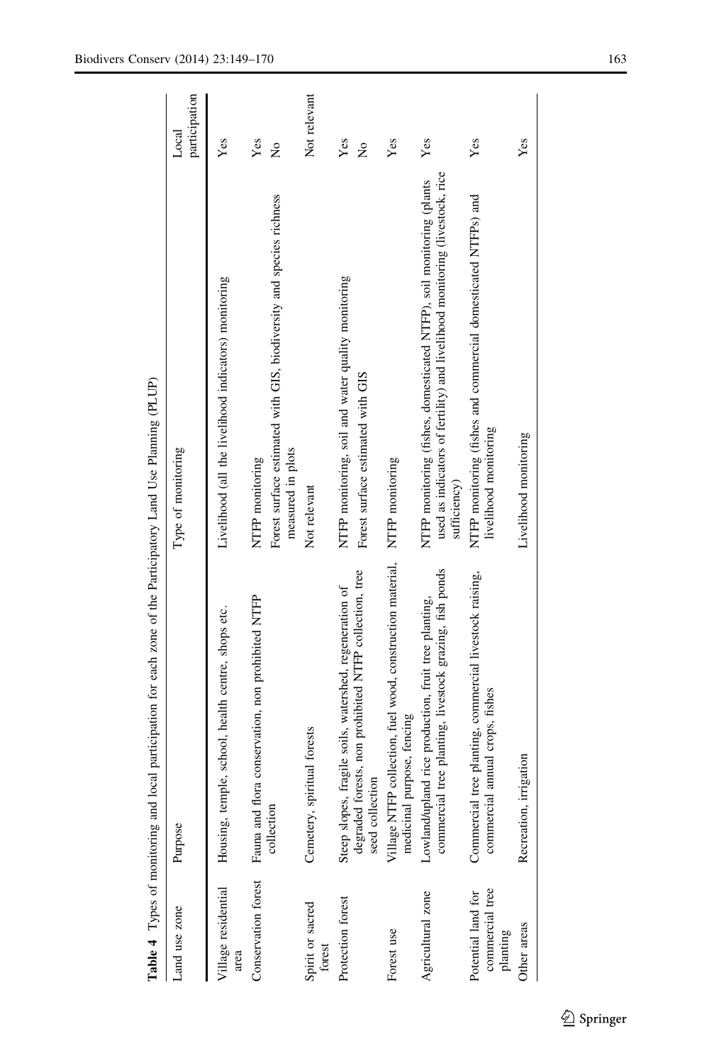**Table 4** Types of monitoring and local participation for each zone of the Participatory Land Use Planning (PLUP)

| Land use zone | Purpose | Type of monitoring | Local participation |
|---|---|---|---|
| Village residential area | Housing, temple, school, health centre, shops etc. | Livelihood (all the livelihood indicators) monitoring | Yes |
| Conservation forest | Fauna and flora conservation, non prohibited NTFP collection | NTFP monitoring | Yes |
| | | Forest surface estimated with GIS, biodiversity and species richness measured in plots | No |
| Spirit or sacred forest | Cemetery, spiritual forests | Not relevant | Not relevant |
| Protection forest | Steep slopes, fragile soils, watershed, regeneration of degraded forests, non prohibited NTFP collection, tree seed collection | NTFP monitoring, soil and water quality monitoring | Yes |
| | | Forest surface estimated with GIS | No |
| Forest use | Village NTFP collection, fuel wood, construction material, medicinal purpose, fencing | NTFP monitoring | Yes |
| Agricultural zone | Lowland/upland rice production, fruit tree planting, commercial tree planting, livestock grazing, fish ponds | NTFP monitoring (fishes, domesticated NTFP), soil monitoring (plants used as indicators of fertility) and livelihood monitoring (livestock, rice sufficiency) | Yes |
| Potential land for commercial tree planting | Commercial tree planting, commercial livestock raising, commercial annual crops, fishes | NTFP monitoring (fishes and commercial domesticated NTFPs) and livelihood monitoring | Yes |
| Other areas | Recreation, irrigation | Livelihood monitoring | Yes |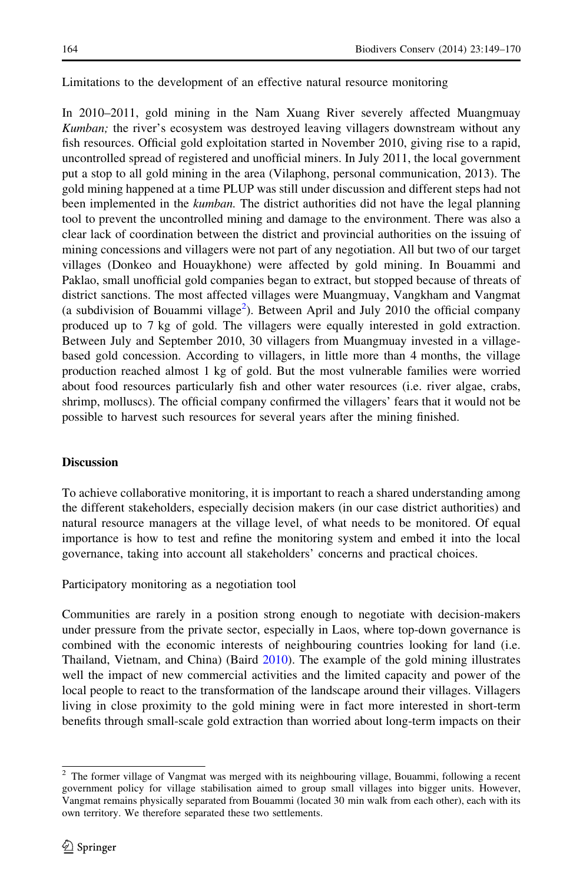Limitations to the development of an effective natural resource monitoring

In 2010–2011, gold mining in the Nam Xuang River severely affected Muangmuay *Kumban;* the river's ecosystem was destroyed leaving villagers downstream without any fish resources. Official gold exploitation started in November 2010, giving rise to a rapid, uncontrolled spread of registered and unofficial miners. In July 2011, the local government put a stop to all gold mining in the area (Vilaphong, personal communication, 2013). The gold mining happened at a time PLUP was still under discussion and different steps had not been implemented in the *kumban.* The district authorities did not have the legal planning tool to prevent the uncontrolled mining and damage to the environment. There was also a clear lack of coordination between the district and provincial authorities on the issuing of mining concessions and villagers were not part of any negotiation. All but two of our target villages (Donkeo and Houaykhone) were affected by gold mining. In Bouammi and Paklao, small unofficial gold companies began to extract, but stopped because of threats of district sanctions. The most affected villages were Muangmuay, Vangkham and Vangmat (a subdivision of Bouammi village[2]). Between April and July 2010 the official company produced up to 7 kg of gold. The villagers were equally interested in gold extraction. Between July and September 2010, 30 villagers from Muangmuay invested in a village-based gold concession. According to villagers, in little more than 4 months, the village production reached almost 1 kg of gold. But the most vulnerable families were worried about food resources particularly fish and other water resources (i.e. river algae, crabs, shrimp, molluscs). The official company confirmed the villagers' fears that it would not be possible to harvest such resources for several years after the mining finished.

## Discussion

To achieve collaborative monitoring, it is important to reach a shared understanding among the different stakeholders, especially decision makers (in our case district authorities) and natural resource managers at the village level, of what needs to be monitored. Of equal importance is how to test and refine the monitoring system and embed it into the local governance, taking into account all stakeholders' concerns and practical choices.

Participatory monitoring as a negotiation tool

Communities are rarely in a position strong enough to negotiate with decision-makers under pressure from the private sector, especially in Laos, where top-down governance is combined with the economic interests of neighbouring countries looking for land (i.e. Thailand, Vietnam, and China) (Baird 2010). The example of the gold mining illustrates well the impact of new commercial activities and the limited capacity and power of the local people to react to the transformation of the landscape around their villages. Villagers living in close proximity to the gold mining were in fact more interested in short-term benefits through small-scale gold extraction than worried about long-term impacts on their

[2] The former village of Vangmat was merged with its neighbouring village, Bouammi, following a recent government policy for village stabilisation aimed to group small villages into bigger units. However, Vangmat remains physically separated from Bouammi (located 30 min walk from each other), each with its own territory. We therefore separated these two settlements.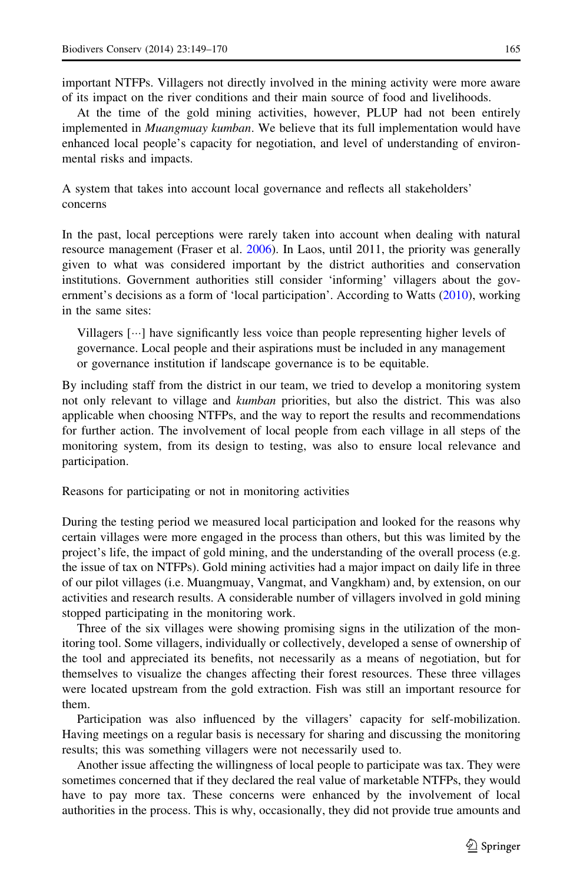important NTFPs. Villagers not directly involved in the mining activity were more aware of its impact on the river conditions and their main source of food and livelihoods.

At the time of the gold mining activities, however, PLUP had not been entirely implemented in *Muangmuay kumban*. We believe that its full implementation would have enhanced local people's capacity for negotiation, and level of understanding of environmental risks and impacts.

### A system that takes into account local governance and reflects all stakeholders' concerns

In the past, local perceptions were rarely taken into account when dealing with natural resource management (Fraser et al. 2006). In Laos, until 2011, the priority was generally given to what was considered important by the district authorities and conservation institutions. Government authorities still consider 'informing' villagers about the government's decisions as a form of 'local participation'. According to Watts (2010), working in the same sites:

> Villagers [···] have significantly less voice than people representing higher levels of governance. Local people and their aspirations must be included in any management or governance institution if landscape governance is to be equitable.

By including staff from the district in our team, we tried to develop a monitoring system not only relevant to village and *kumban* priorities, but also the district. This was also applicable when choosing NTFPs, and the way to report the results and recommendations for further action. The involvement of local people from each village in all steps of the monitoring system, from its design to testing, was also to ensure local relevance and participation.

### Reasons for participating or not in monitoring activities

During the testing period we measured local participation and looked for the reasons why certain villages were more engaged in the process than others, but this was limited by the project's life, the impact of gold mining, and the understanding of the overall process (e.g. the issue of tax on NTFPs). Gold mining activities had a major impact on daily life in three of our pilot villages (i.e. Muangmuay, Vangmat, and Vangkham) and, by extension, on our activities and research results. A considerable number of villagers involved in gold mining stopped participating in the monitoring work.

Three of the six villages were showing promising signs in the utilization of the monitoring tool. Some villagers, individually or collectively, developed a sense of ownership of the tool and appreciated its benefits, not necessarily as a means of negotiation, but for themselves to visualize the changes affecting their forest resources. These three villages were located upstream from the gold extraction. Fish was still an important resource for them.

Participation was also influenced by the villagers' capacity for self-mobilization. Having meetings on a regular basis is necessary for sharing and discussing the monitoring results; this was something villagers were not necessarily used to.

Another issue affecting the willingness of local people to participate was tax. They were sometimes concerned that if they declared the real value of marketable NTFPs, they would have to pay more tax. These concerns were enhanced by the involvement of local authorities in the process. This is why, occasionally, they did not provide true amounts and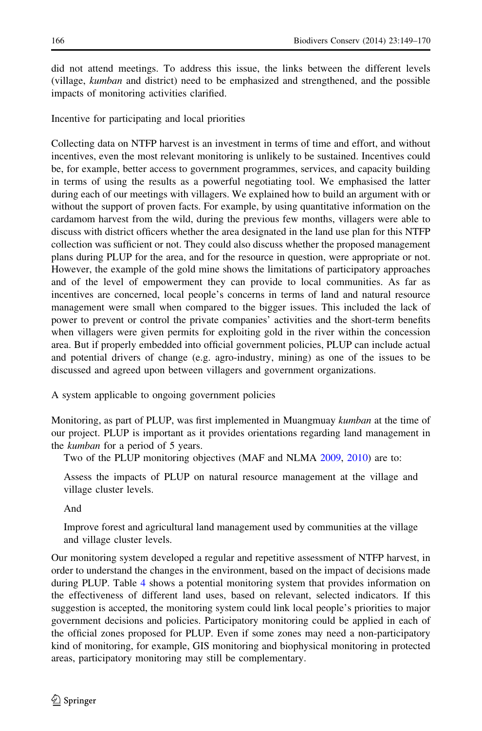did not attend meetings. To address this issue, the links between the different levels (village, *kumban* and district) need to be emphasized and strengthened, and the possible impacts of monitoring activities clarified.

Incentive for participating and local priorities

Collecting data on NTFP harvest is an investment in terms of time and effort, and without incentives, even the most relevant monitoring is unlikely to be sustained. Incentives could be, for example, better access to government programmes, services, and capacity building in terms of using the results as a powerful negotiating tool. We emphasised the latter during each of our meetings with villagers. We explained how to build an argument with or without the support of proven facts. For example, by using quantitative information on the cardamom harvest from the wild, during the previous few months, villagers were able to discuss with district officers whether the area designated in the land use plan for this NTFP collection was sufficient or not. They could also discuss whether the proposed management plans during PLUP for the area, and for the resource in question, were appropriate or not. However, the example of the gold mine shows the limitations of participatory approaches and of the level of empowerment they can provide to local communities. As far as incentives are concerned, local people's concerns in terms of land and natural resource management were small when compared to the bigger issues. This included the lack of power to prevent or control the private companies' activities and the short-term benefits when villagers were given permits for exploiting gold in the river within the concession area. But if properly embedded into official government policies, PLUP can include actual and potential drivers of change (e.g. agro-industry, mining) as one of the issues to be discussed and agreed upon between villagers and government organizations.

A system applicable to ongoing government policies

Monitoring, as part of PLUP, was first implemented in Muangmuay *kumban* at the time of our project. PLUP is important as it provides orientations regarding land management in the *kumban* for a period of 5 years.

Two of the PLUP monitoring objectives (MAF and NLMA 2009, 2010) are to:

> Assess the impacts of PLUP on natural resource management at the village and village cluster levels.
>
> And
>
> Improve forest and agricultural land management used by communities at the village and village cluster levels.

Our monitoring system developed a regular and repetitive assessment of NTFP harvest, in order to understand the changes in the environment, based on the impact of decisions made during PLUP. Table 4 shows a potential monitoring system that provides information on the effectiveness of different land uses, based on relevant, selected indicators. If this suggestion is accepted, the monitoring system could link local people's priorities to major government decisions and policies. Participatory monitoring could be applied in each of the official zones proposed for PLUP. Even if some zones may need a non-participatory kind of monitoring, for example, GIS monitoring and biophysical monitoring in protected areas, participatory monitoring may still be complementary.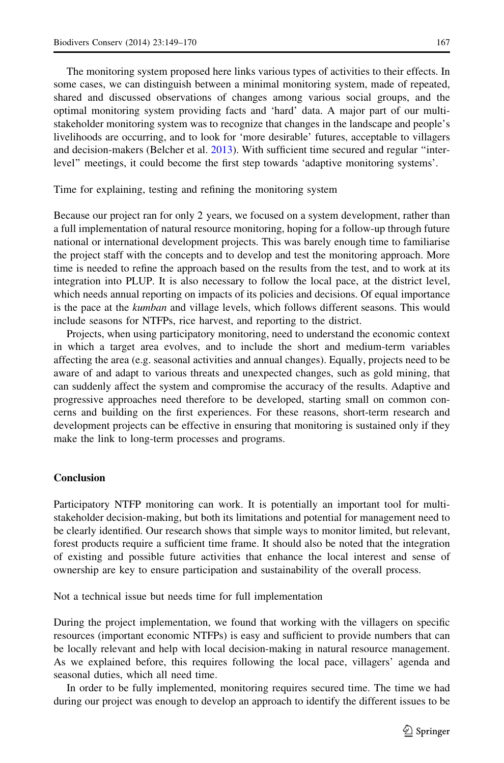The monitoring system proposed here links various types of activities to their effects. In some cases, we can distinguish between a minimal monitoring system, made of repeated, shared and discussed observations of changes among various social groups, and the optimal monitoring system providing facts and 'hard' data. A major part of our multi-stakeholder monitoring system was to recognize that changes in the landscape and people's livelihoods are occurring, and to look for 'more desirable' futures, acceptable to villagers and decision-makers (Belcher et al. 2013). With sufficient time secured and regular "inter-level" meetings, it could become the first step towards 'adaptive monitoring systems'.

### Time for explaining, testing and refining the monitoring system

Because our project ran for only 2 years, we focused on a system development, rather than a full implementation of natural resource monitoring, hoping for a follow-up through future national or international development projects. This was barely enough time to familiarise the project staff with the concepts and to develop and test the monitoring approach. More time is needed to refine the approach based on the results from the test, and to work at its integration into PLUP. It is also necessary to follow the local pace, at the district level, which needs annual reporting on impacts of its policies and decisions. Of equal importance is the pace at the *kumban* and village levels, which follows different seasons. This would include seasons for NTFPs, rice harvest, and reporting to the district.

Projects, when using participatory monitoring, need to understand the economic context in which a target area evolves, and to include the short and medium-term variables affecting the area (e.g. seasonal activities and annual changes). Equally, projects need to be aware of and adapt to various threats and unexpected changes, such as gold mining, that can suddenly affect the system and compromise the accuracy of the results. Adaptive and progressive approaches need therefore to be developed, starting small on common concerns and building on the first experiences. For these reasons, short-term research and development projects can be effective in ensuring that monitoring is sustained only if they make the link to long-term processes and programs.

## Conclusion

Participatory NTFP monitoring can work. It is potentially an important tool for multi-stakeholder decision-making, but both its limitations and potential for management need to be clearly identified. Our research shows that simple ways to monitor limited, but relevant, forest products require a sufficient time frame. It should also be noted that the integration of existing and possible future activities that enhance the local interest and sense of ownership are key to ensure participation and sustainability of the overall process.

### Not a technical issue but needs time for full implementation

During the project implementation, we found that working with the villagers on specific resources (important economic NTFPs) is easy and sufficient to provide numbers that can be locally relevant and help with local decision-making in natural resource management. As we explained before, this requires following the local pace, villagers' agenda and seasonal duties, which all need time.

In order to be fully implemented, monitoring requires secured time. The time we had during our project was enough to develop an approach to identify the different issues to be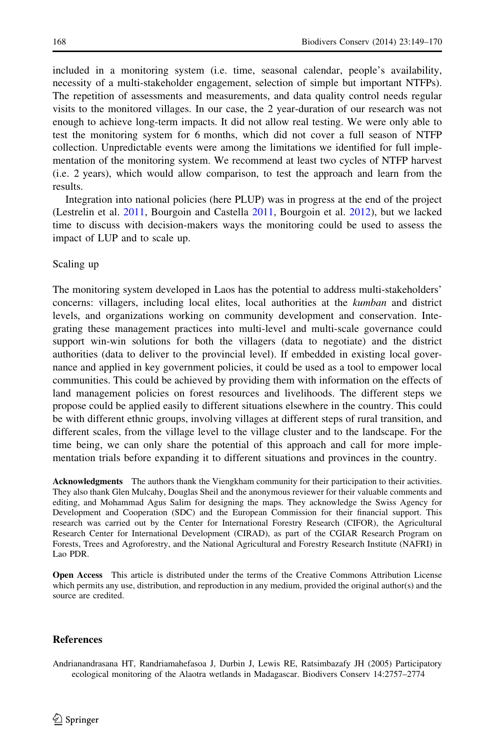included in a monitoring system (i.e. time, seasonal calendar, people's availability, necessity of a multi-stakeholder engagement, selection of simple but important NTFPs). The repetition of assessments and measurements, and data quality control needs regular visits to the monitored villages. In our case, the 2 year-duration of our research was not enough to achieve long-term impacts. It did not allow real testing. We were only able to test the monitoring system for 6 months, which did not cover a full season of NTFP collection. Unpredictable events were among the limitations we identified for full implementation of the monitoring system. We recommend at least two cycles of NTFP harvest (i.e. 2 years), which would allow comparison, to test the approach and learn from the results.

Integration into national policies (here PLUP) was in progress at the end of the project (Lestrelin et al. 2011, Bourgoin and Castella 2011, Bourgoin et al. 2012), but we lacked time to discuss with decision-makers ways the monitoring could be used to assess the impact of LUP and to scale up.

Scaling up

The monitoring system developed in Laos has the potential to address multi-stakeholders' concerns: villagers, including local elites, local authorities at the *kumban* and district levels, and organizations working on community development and conservation. Integrating these management practices into multi-level and multi-scale governance could support win-win solutions for both the villagers (data to negotiate) and the district authorities (data to deliver to the provincial level). If embedded in existing local governance and applied in key government policies, it could be used as a tool to empower local communities. This could be achieved by providing them with information on the effects of land management policies on forest resources and livelihoods. The different steps we propose could be applied easily to different situations elsewhere in the country. This could be with different ethnic groups, involving villages at different steps of rural transition, and different scales, from the village level to the village cluster and to the landscape. For the time being, we can only share the potential of this approach and call for more implementation trials before expanding it to different situations and provinces in the country.

**Acknowledgments** The authors thank the Viengkham community for their participation to their activities. They also thank Glen Mulcahy, Douglas Sheil and the anonymous reviewer for their valuable comments and editing, and Mohammad Agus Salim for designing the maps. They acknowledge the Swiss Agency for Development and Cooperation (SDC) and the European Commission for their financial support. This research was carried out by the Center for International Forestry Research (CIFOR), the Agricultural Research Center for International Development (CIRAD), as part of the CGIAR Research Program on Forests, Trees and Agroforestry, and the National Agricultural and Forestry Research Institute (NAFRI) in Lao PDR.

**Open Access** This article is distributed under the terms of the Creative Commons Attribution License which permits any use, distribution, and reproduction in any medium, provided the original author(s) and the source are credited.

## References

Andrianandrasana HT, Randriamahefasoa J, Durbin J, Lewis RE, Ratsimbazafy JH (2005) Participatory ecological monitoring of the Alaotra wetlands in Madagascar. Biodivers Conserv 14:2757–2774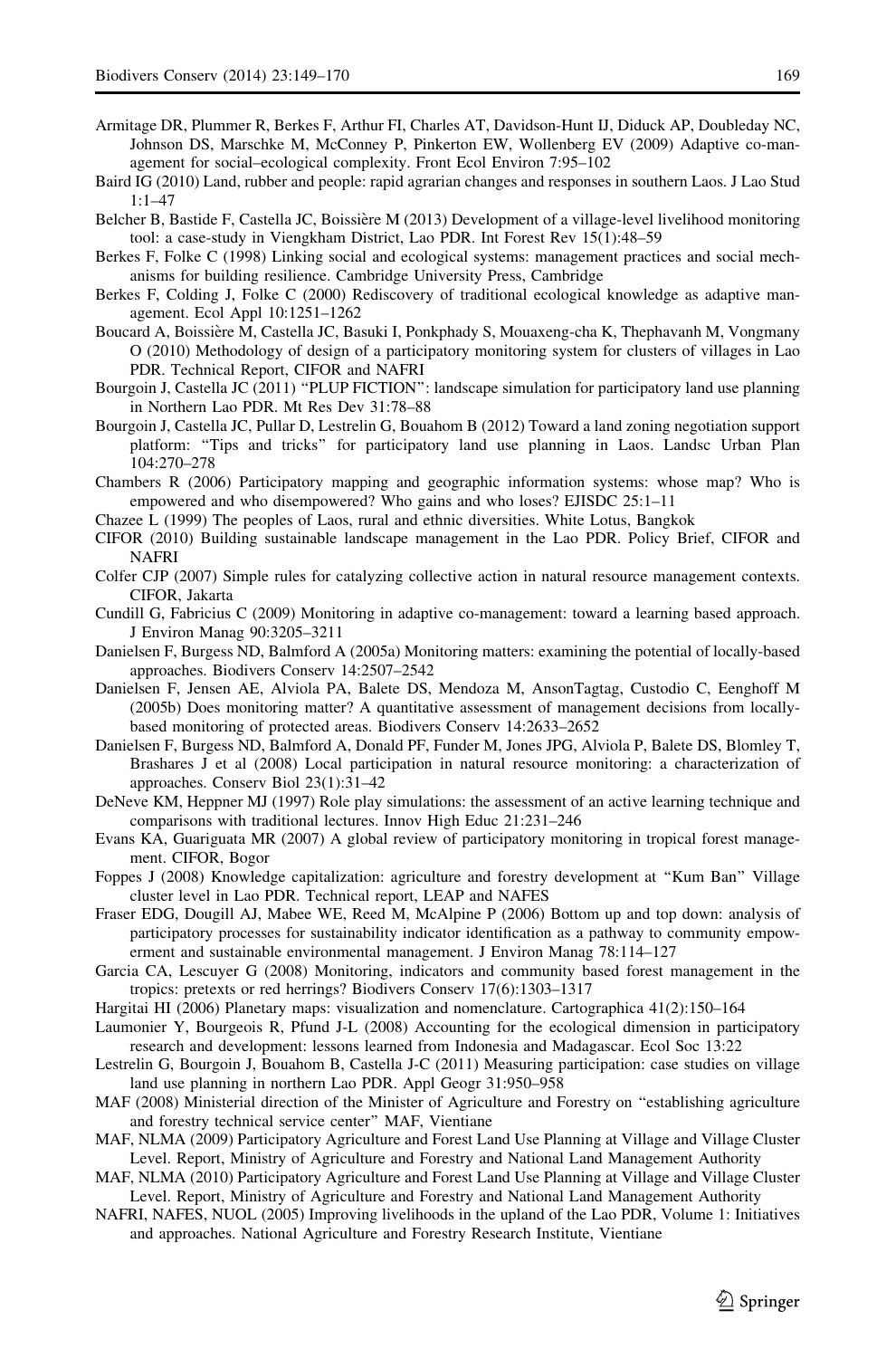Armitage DR, Plummer R, Berkes F, Arthur FI, Charles AT, Davidson-Hunt IJ, Diduck AP, Doubleday NC, Johnson DS, Marschke M, McConney P, Pinkerton EW, Wollenberg EV (2009) Adaptive co-management for social–ecological complexity. Front Ecol Environ 7:95–102

Baird IG (2010) Land, rubber and people: rapid agrarian changes and responses in southern Laos. J Lao Stud 1:1–47

Belcher B, Bastide F, Castella JC, Boissière M (2013) Development of a village-level livelihood monitoring tool: a case-study in Viengkham District, Lao PDR. Int Forest Rev 15(1):48–59

Berkes F, Folke C (1998) Linking social and ecological systems: management practices and social mechanisms for building resilience. Cambridge University Press, Cambridge

Berkes F, Colding J, Folke C (2000) Rediscovery of traditional ecological knowledge as adaptive management. Ecol Appl 10:1251–1262

Boucard A, Boissière M, Castella JC, Basuki I, Ponkphady S, Mouaxeng-cha K, Thephavanh M, Vongmany O (2010) Methodology of design of a participatory monitoring system for clusters of villages in Lao PDR. Technical Report, CIFOR and NAFRI

Bourgoin J, Castella JC (2011) "PLUP FICTION": landscape simulation for participatory land use planning in Northern Lao PDR. Mt Res Dev 31:78–88

Bourgoin J, Castella JC, Pullar D, Lestrelin G, Bouahom B (2012) Toward a land zoning negotiation support platform: "Tips and tricks" for participatory land use planning in Laos. Landsc Urban Plan 104:270–278

Chambers R (2006) Participatory mapping and geographic information systems: whose map? Who is empowered and who disempowered? Who gains and who loses? EJISDC 25:1–11

Chazee L (1999) The peoples of Laos, rural and ethnic diversities. White Lotus, Bangkok

CIFOR (2010) Building sustainable landscape management in the Lao PDR. Policy Brief, CIFOR and NAFRI

Colfer CJP (2007) Simple rules for catalyzing collective action in natural resource management contexts. CIFOR, Jakarta

Cundill G, Fabricius C (2009) Monitoring in adaptive co-management: toward a learning based approach. J Environ Manag 90:3205–3211

Danielsen F, Burgess ND, Balmford A (2005a) Monitoring matters: examining the potential of locally-based approaches. Biodivers Conserv 14:2507–2542

Danielsen F, Jensen AE, Alviola PA, Balete DS, Mendoza M, AnsonTagtag, Custodio C, Eenghoff M (2005b) Does monitoring matter? A quantitative assessment of management decisions from locally-based monitoring of protected areas. Biodivers Conserv 14:2633–2652

Danielsen F, Burgess ND, Balmford A, Donald PF, Funder M, Jones JPG, Alviola P, Balete DS, Blomley T, Brashares J et al (2008) Local participation in natural resource monitoring: a characterization of approaches. Conserv Biol 23(1):31–42

DeNeve KM, Heppner MJ (1997) Role play simulations: the assessment of an active learning technique and comparisons with traditional lectures. Innov High Educ 21:231–246

Evans KA, Guariguata MR (2007) A global review of participatory monitoring in tropical forest management. CIFOR, Bogor

Foppes J (2008) Knowledge capitalization: agriculture and forestry development at "Kum Ban" Village cluster level in Lao PDR. Technical report, LEAP and NAFES

Fraser EDG, Dougill AJ, Mabee WE, Reed M, McAlpine P (2006) Bottom up and top down: analysis of participatory processes for sustainability indicator identification as a pathway to community empowerment and sustainable environmental management. J Environ Manag 78:114–127

Garcia CA, Lescuyer G (2008) Monitoring, indicators and community based forest management in the tropics: pretexts or red herrings? Biodivers Conserv 17(6):1303–1317

Hargitai HI (2006) Planetary maps: visualization and nomenclature. Cartographica 41(2):150–164

Laumonier Y, Bourgeois R, Pfund J-L (2008) Accounting for the ecological dimension in participatory research and development: lessons learned from Indonesia and Madagascar. Ecol Soc 13:22

Lestrelin G, Bourgoin J, Bouahom B, Castella J-C (2011) Measuring participation: case studies on village land use planning in northern Lao PDR. Appl Geogr 31:950–958

MAF (2008) Ministerial direction of the Minister of Agriculture and Forestry on "establishing agriculture and forestry technical service center" MAF, Vientiane

MAF, NLMA (2009) Participatory Agriculture and Forest Land Use Planning at Village and Village Cluster Level. Report, Ministry of Agriculture and Forestry and National Land Management Authority

MAF, NLMA (2010) Participatory Agriculture and Forest Land Use Planning at Village and Village Cluster Level. Report, Ministry of Agriculture and Forestry and National Land Management Authority

NAFRI, NAFES, NUOL (2005) Improving livelihoods in the upland of the Lao PDR, Volume 1: Initiatives and approaches. National Agriculture and Forestry Research Institute, Vientiane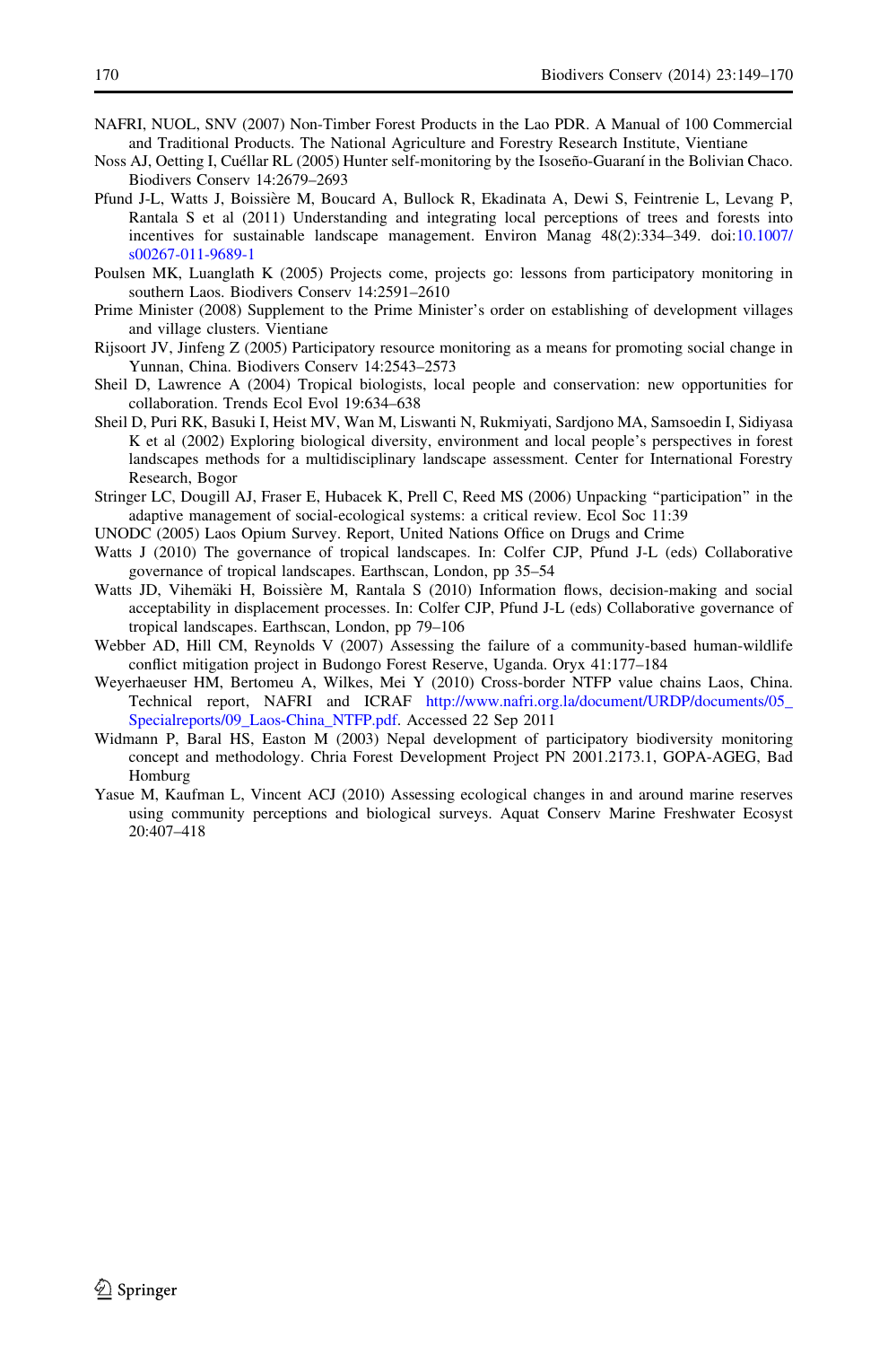NAFRI, NUOL, SNV (2007) Non-Timber Forest Products in the Lao PDR. A Manual of 100 Commercial and Traditional Products. The National Agriculture and Forestry Research Institute, Vientiane

Noss AJ, Oetting I, Cuéllar RL (2005) Hunter self-monitoring by the Isoseño-Guaraní in the Bolivian Chaco. Biodivers Conserv 14:2679–2693

Pfund J-L, Watts J, Boissière M, Boucard A, Bullock R, Ekadinata A, Dewi S, Feintrenie L, Levang P, Rantala S et al (2011) Understanding and integrating local perceptions of trees and forests into incentives for sustainable landscape management. Environ Manag 48(2):334–349. doi:10.1007/s00267-011-9689-1

Poulsen MK, Luanglath K (2005) Projects come, projects go: lessons from participatory monitoring in southern Laos. Biodivers Conserv 14:2591–2610

Prime Minister (2008) Supplement to the Prime Minister's order on establishing of development villages and village clusters. Vientiane

Rijsoort JV, Jinfeng Z (2005) Participatory resource monitoring as a means for promoting social change in Yunnan, China. Biodivers Conserv 14:2543–2573

Sheil D, Lawrence A (2004) Tropical biologists, local people and conservation: new opportunities for collaboration. Trends Ecol Evol 19:634–638

Sheil D, Puri RK, Basuki I, Heist MV, Wan M, Liswanti N, Rukmiyati, Sardjono MA, Samsoedin I, Sidiyasa K et al (2002) Exploring biological diversity, environment and local people's perspectives in forest landscapes methods for a multidisciplinary landscape assessment. Center for International Forestry Research, Bogor

Stringer LC, Dougill AJ, Fraser E, Hubacek K, Prell C, Reed MS (2006) Unpacking "participation" in the adaptive management of social-ecological systems: a critical review. Ecol Soc 11:39

UNODC (2005) Laos Opium Survey. Report, United Nations Office on Drugs and Crime

Watts J (2010) The governance of tropical landscapes. In: Colfer CJP, Pfund J-L (eds) Collaborative governance of tropical landscapes. Earthscan, London, pp 35–54

Watts JD, Vihemäki H, Boissière M, Rantala S (2010) Information flows, decision-making and social acceptability in displacement processes. In: Colfer CJP, Pfund J-L (eds) Collaborative governance of tropical landscapes. Earthscan, London, pp 79–106

Webber AD, Hill CM, Reynolds V (2007) Assessing the failure of a community-based human-wildlife conflict mitigation project in Budongo Forest Reserve, Uganda. Oryx 41:177–184

Weyerhaeuser HM, Bertomeu A, Wilkes, Mei Y (2010) Cross-border NTFP value chains Laos, China. Technical report, NAFRI and ICRAF http://www.nafri.org.la/document/URDP/documents/05_Specialreports/09_Laos-China_NTFP.pdf. Accessed 22 Sep 2011

Widmann P, Baral HS, Easton M (2003) Nepal development of participatory biodiversity monitoring concept and methodology. Chria Forest Development Project PN 2001.2173.1, GOPA-AGEG, Bad Homburg

Yasue M, Kaufman L, Vincent ACJ (2010) Assessing ecological changes in and around marine reserves using community perceptions and biological surveys. Aquat Conserv Marine Freshwater Ecosyst 20:407–418